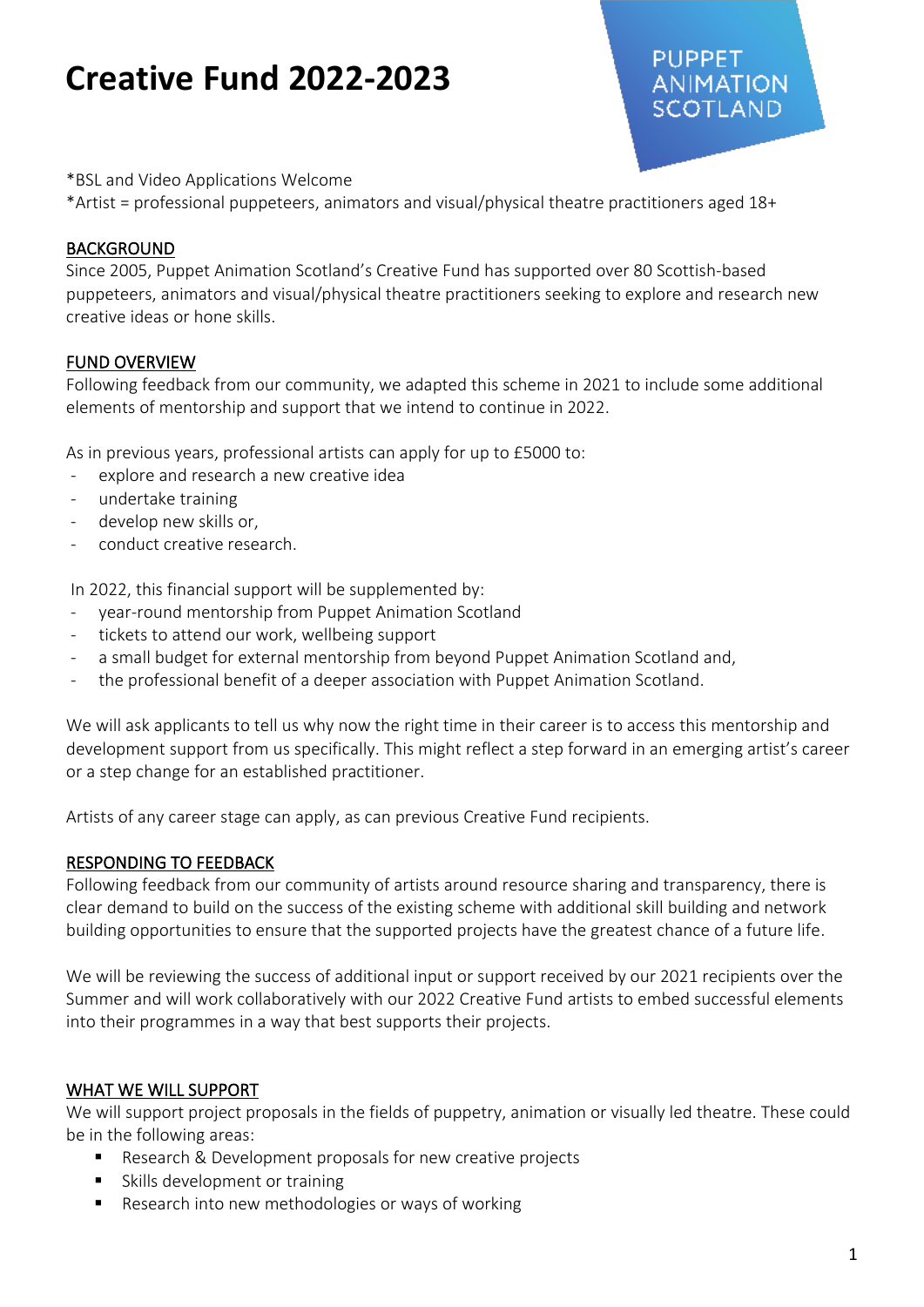# Creative Fund 2022-2023

PUPPET ANIMATION SCOTLAND

*BSL and Video Applications Welcome
*Artist = professional puppeteers, animators and visual/physical theatre practitioners aged 18+

## BACKGROUND

Since 2005, Puppet Animation Scotland's Creative Fund has supported over 80 Scottish-based puppeteers, animators and visual/physical theatre practitioners seeking to explore and research new creative ideas or hone skills.

## FUND OVERVIEW

Following feedback from our community, we adapted this scheme in 2021 to include some additional elements of mentorship and support that we intend to continue in 2022.

As in previous years, professional artists can apply for up to £5000 to:

- explore and research a new creative idea
- undertake training
- develop new skills or,
- conduct creative research.

In 2022, this financial support will be supplemented by:

- year-round mentorship from Puppet Animation Scotland
- tickets to attend our work, wellbeing support
- a small budget for external mentorship from beyond Puppet Animation Scotland and,
- the professional benefit of a deeper association with Puppet Animation Scotland.

We will ask applicants to tell us why now the right time in their career is to access this mentorship and development support from us specifically. This might reflect a step forward in an emerging artist's career or a step change for an established practitioner.

Artists of any career stage can apply, as can previous Creative Fund recipients.

## RESPONDING TO FEEDBACK

Following feedback from our community of artists around resource sharing and transparency, there is clear demand to build on the success of the existing scheme with additional skill building and network building opportunities to ensure that the supported projects have the greatest chance of a future life.

We will be reviewing the success of additional input or support received by our 2021 recipients over the Summer and will work collaboratively with our 2022 Creative Fund artists to embed successful elements into their programmes in a way that best supports their projects.

## WHAT WE WILL SUPPORT

We will support project proposals in the fields of puppetry, animation or visually led theatre. These could be in the following areas:

- Research & Development proposals for new creative projects
- Skills development or training
- Research into new methodologies or ways of working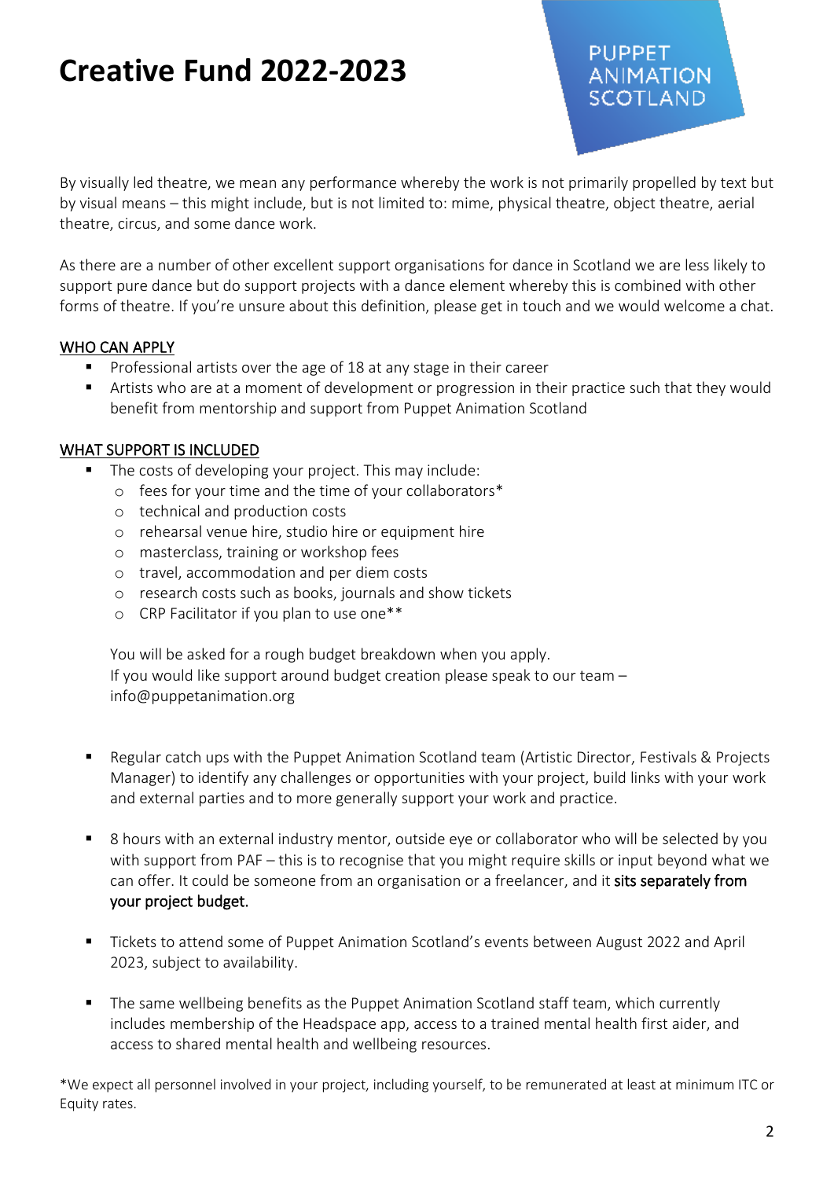# Creative Fund 2022-2023

PUPPET ANIMATION SCOTLAND

By visually led theatre, we mean any performance whereby the work is not primarily propelled by text but by visual means – this might include, but is not limited to: mime, physical theatre, object theatre, aerial theatre, circus, and some dance work.

As there are a number of other excellent support organisations for dance in Scotland we are less likely to support pure dance but do support projects with a dance element whereby this is combined with other forms of theatre. If you're unsure about this definition, please get in touch and we would welcome a chat.

## WHO CAN APPLY

- Professional artists over the age of 18 at any stage in their career
- Artists who are at a moment of development or progression in their practice such that they would benefit from mentorship and support from Puppet Animation Scotland

## WHAT SUPPORT IS INCLUDED

- The costs of developing your project. This may include:
  - fees for your time and the time of your collaborators*
  - technical and production costs
  - rehearsal venue hire, studio hire or equipment hire
  - masterclass, training or workshop fees
  - travel, accommodation and per diem costs
  - research costs such as books, journals and show tickets
  - CRP Facilitator if you plan to use one**

  You will be asked for a rough budget breakdown when you apply.
  If you would like support around budget creation please speak to our team – info@puppetanimation.org

- Regular catch ups with the Puppet Animation Scotland team (Artistic Director, Festivals & Projects Manager) to identify any challenges or opportunities with your project, build links with your work and external parties and to more generally support your work and practice.

- 8 hours with an external industry mentor, outside eye or collaborator who will be selected by you with support from PAF – this is to recognise that you might require skills or input beyond what we can offer. It could be someone from an organisation or a freelancer, and it sits separately from your project budget.

- Tickets to attend some of Puppet Animation Scotland's events between August 2022 and April 2023, subject to availability.

- The same wellbeing benefits as the Puppet Animation Scotland staff team, which currently includes membership of the Headspace app, access to a trained mental health first aider, and access to shared mental health and wellbeing resources.

*We expect all personnel involved in your project, including yourself, to be remunerated at least at minimum ITC or Equity rates.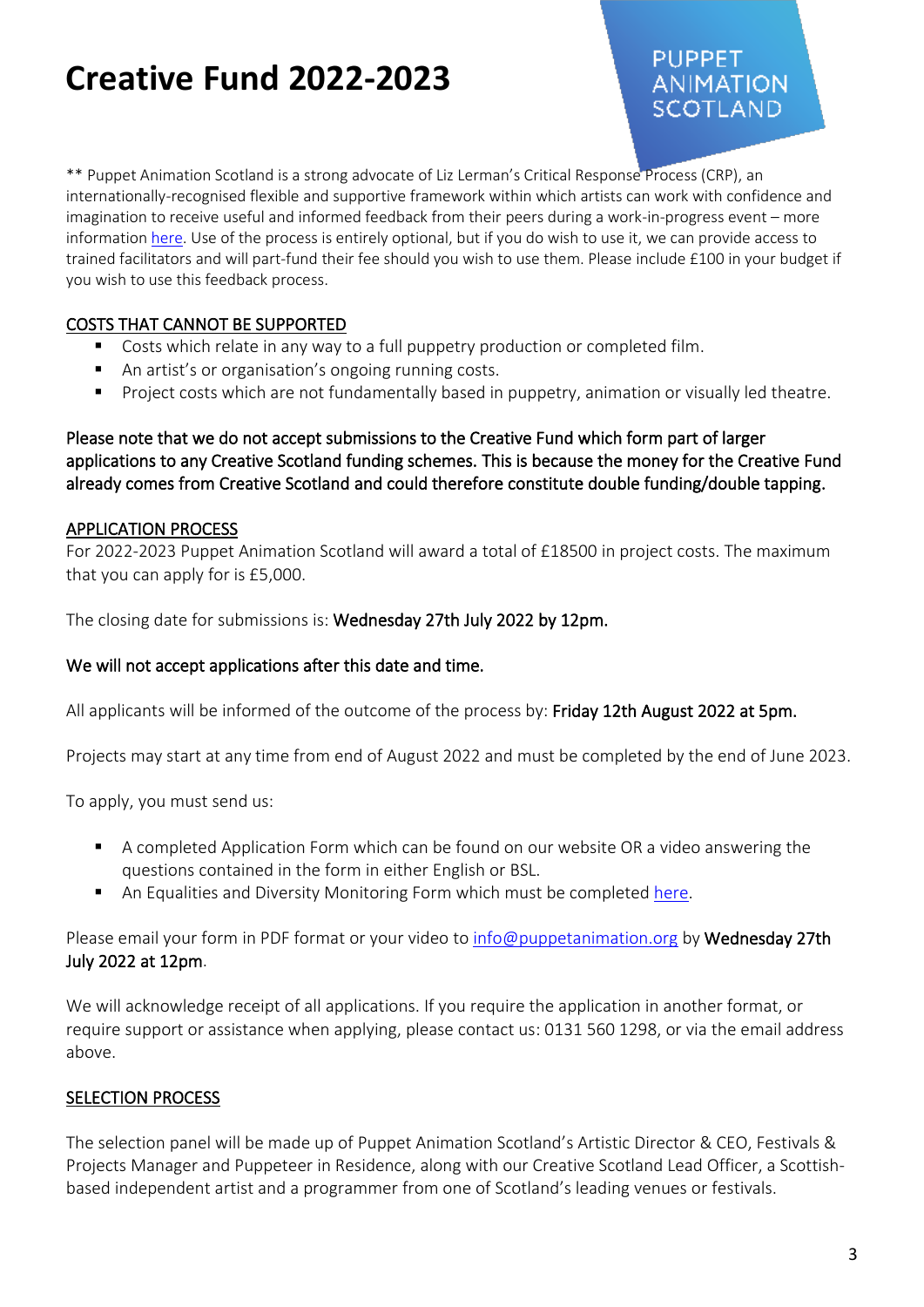# Creative Fund 2022-2023

PUPPET ANIMATION SCOTLAND

** Puppet Animation Scotland is a strong advocate of Liz Lerman's Critical Response Process (CRP), an internationally-recognised flexible and supportive framework within which artists can work with confidence and imagination to receive useful and informed feedback from their peers during a work-in-progress event – more information here. Use of the process is entirely optional, but if you do wish to use it, we can provide access to trained facilitators and will part-fund their fee should you wish to use them. Please include £100 in your budget if you wish to use this feedback process.

## COSTS THAT CANNOT BE SUPPORTED

- Costs which relate in any way to a full puppetry production or completed film.
- An artist's or organisation's ongoing running costs.
- Project costs which are not fundamentally based in puppetry, animation or visually led theatre.

**Please note that we do not accept submissions to the Creative Fund which form part of larger applications to any Creative Scotland funding schemes. This is because the money for the Creative Fund already comes from Creative Scotland and could therefore constitute double funding/double tapping.**

## APPLICATION PROCESS

For 2022-2023 Puppet Animation Scotland will award a total of £18500 in project costs. The maximum that you can apply for is £5,000.

The closing date for submissions is: **Wednesday 27th July 2022 by 12pm.**

**We will not accept applications after this date and time.**

All applicants will be informed of the outcome of the process by: **Friday 12th August 2022 at 5pm.**

Projects may start at any time from end of August 2022 and must be completed by the end of June 2023.

To apply, you must send us:

- A completed Application Form which can be found on our website OR a video answering the questions contained in the form in either English or BSL.
- An Equalities and Diversity Monitoring Form which must be completed here.

Please email your form in PDF format or your video to info@puppetanimation.org by **Wednesday 27th July 2022 at 12pm**.

We will acknowledge receipt of all applications. If you require the application in another format, or require support or assistance when applying, please contact us: 0131 560 1298, or via the email address above.

## SELECTION PROCESS

The selection panel will be made up of Puppet Animation Scotland's Artistic Director & CEO, Festivals & Projects Manager and Puppeteer in Residence, along with our Creative Scotland Lead Officer, a Scottish-based independent artist and a programmer from one of Scotland's leading venues or festivals.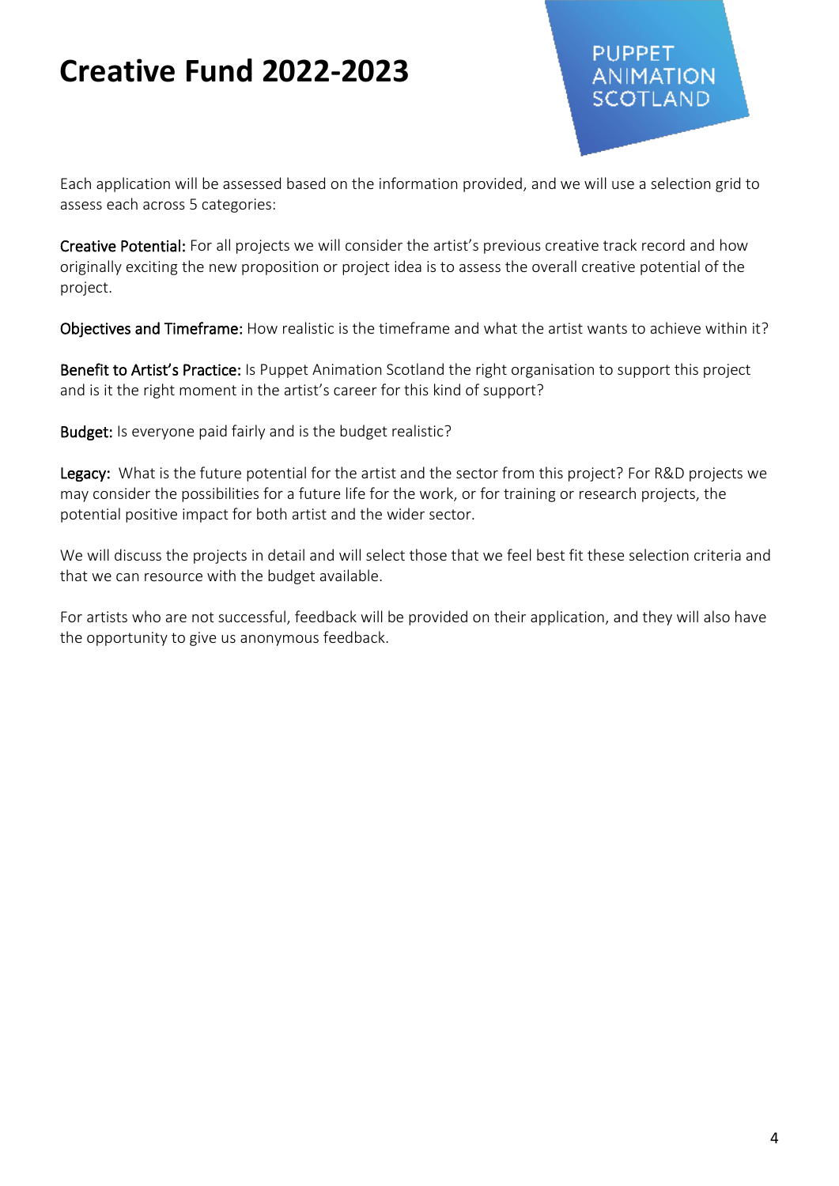# Creative Fund 2022-2023

PUPPET ANIMATION SCOTLAND

Each application will be assessed based on the information provided, and we will use a selection grid to assess each across 5 categories:

**Creative Potential:** For all projects we will consider the artist's previous creative track record and how originally exciting the new proposition or project idea is to assess the overall creative potential of the project.

**Objectives and Timeframe:** How realistic is the timeframe and what the artist wants to achieve within it?

**Benefit to Artist's Practice:** Is Puppet Animation Scotland the right organisation to support this project and is it the right moment in the artist's career for this kind of support?

**Budget:** Is everyone paid fairly and is the budget realistic?

**Legacy:** What is the future potential for the artist and the sector from this project? For R&D projects we may consider the possibilities for a future life for the work, or for training or research projects, the potential positive impact for both artist and the wider sector.

We will discuss the projects in detail and will select those that we feel best fit these selection criteria and that we can resource with the budget available.

For artists who are not successful, feedback will be provided on their application, and they will also have the opportunity to give us anonymous feedback.